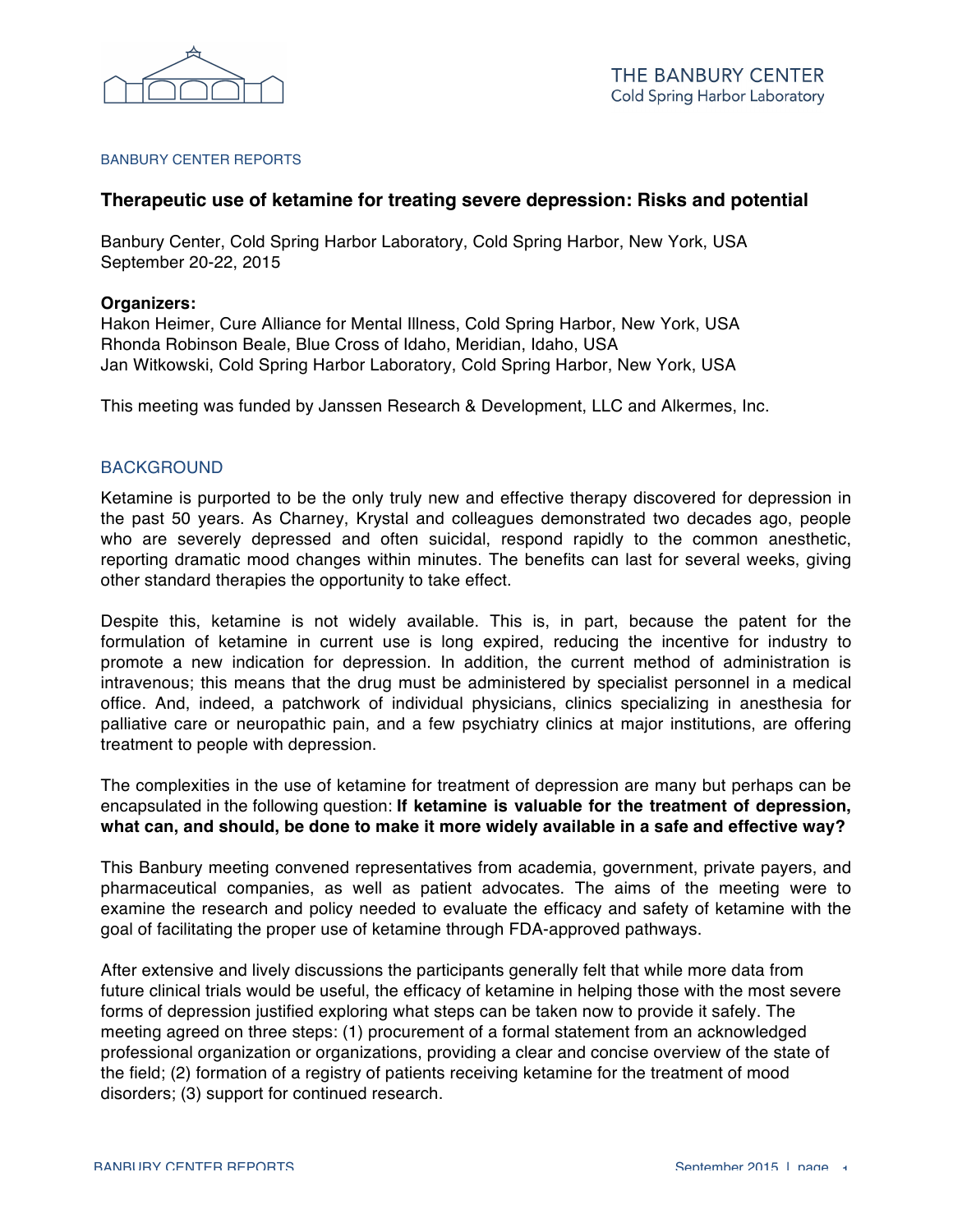THE BANBURY CENTER
Cold Spring Harbor Laboratory

BANBURY CENTER REPORTS

# Therapeutic use of ketamine for treating severe depression: Risks and potential

Banbury Center, Cold Spring Harbor Laboratory, Cold Spring Harbor, New York, USA
September 20-22, 2015

**Organizers:**
Hakon Heimer, Cure Alliance for Mental Illness, Cold Spring Harbor, New York, USA
Rhonda Robinson Beale, Blue Cross of Idaho, Meridian, Idaho, USA
Jan Witkowski, Cold Spring Harbor Laboratory, Cold Spring Harbor, New York, USA

This meeting was funded by Janssen Research & Development, LLC and Alkermes, Inc.

## BACKGROUND

Ketamine is purported to be the only truly new and effective therapy discovered for depression in the past 50 years. As Charney, Krystal and colleagues demonstrated two decades ago, people who are severely depressed and often suicidal, respond rapidly to the common anesthetic, reporting dramatic mood changes within minutes. The benefits can last for several weeks, giving other standard therapies the opportunity to take effect.

Despite this, ketamine is not widely available. This is, in part, because the patent for the formulation of ketamine in current use is long expired, reducing the incentive for industry to promote a new indication for depression. In addition, the current method of administration is intravenous; this means that the drug must be administered by specialist personnel in a medical office. And, indeed, a patchwork of individual physicians, clinics specializing in anesthesia for palliative care or neuropathic pain, and a few psychiatry clinics at major institutions, are offering treatment to people with depression.

The complexities in the use of ketamine for treatment of depression are many but perhaps can be encapsulated in the following question: **If ketamine is valuable for the treatment of depression, what can, and should, be done to make it more widely available in a safe and effective way?**

This Banbury meeting convened representatives from academia, government, private payers, and pharmaceutical companies, as well as patient advocates. The aims of the meeting were to examine the research and policy needed to evaluate the efficacy and safety of ketamine with the goal of facilitating the proper use of ketamine through FDA-approved pathways.

After extensive and lively discussions the participants generally felt that while more data from future clinical trials would be useful, the efficacy of ketamine in helping those with the most severe forms of depression justified exploring what steps can be taken now to provide it safely. The meeting agreed on three steps: (1) procurement of a formal statement from an acknowledged professional organization or organizations, providing a clear and concise overview of the state of the field; (2) formation of a registry of patients receiving ketamine for the treatment of mood disorders; (3) support for continued research.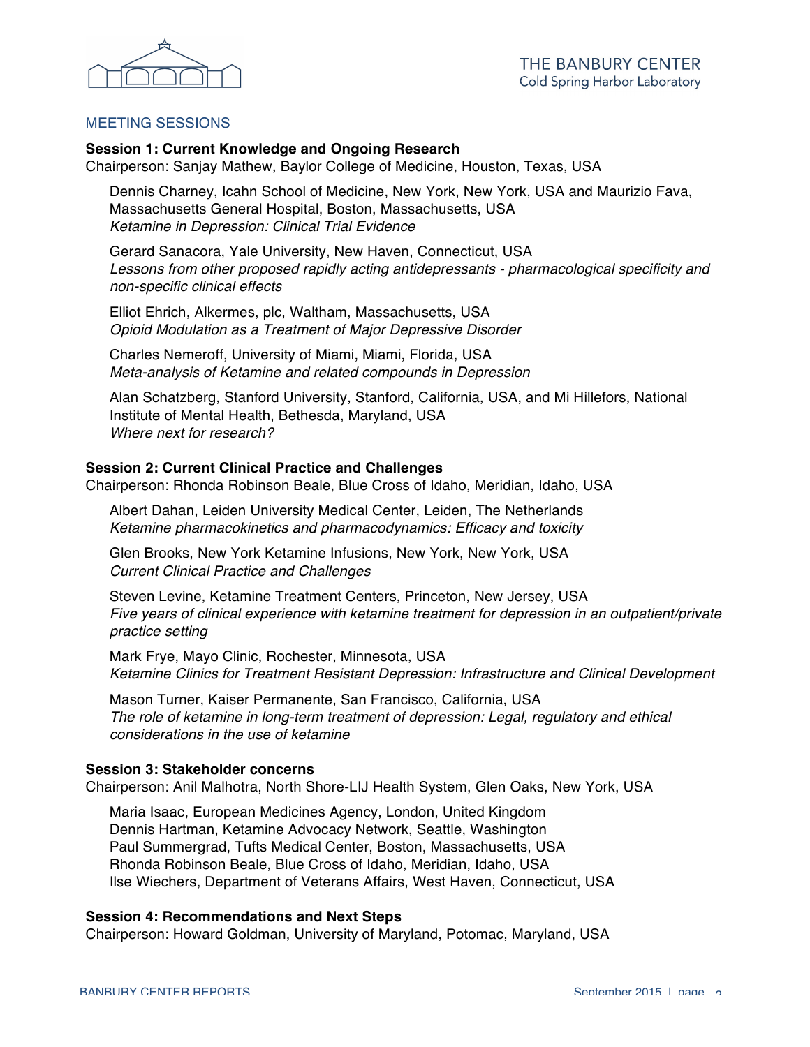## MEETING SESSIONS

**Session 1: Current Knowledge and Ongoing Research**
Chairperson: Sanjay Mathew, Baylor College of Medicine, Houston, Texas, USA

Dennis Charney, Icahn School of Medicine, New York, New York, USA and Maurizio Fava, Massachusetts General Hospital, Boston, Massachusetts, USA
*Ketamine in Depression: Clinical Trial Evidence*

Gerard Sanacora, Yale University, New Haven, Connecticut, USA
*Lessons from other proposed rapidly acting antidepressants - pharmacological specificity and non-specific clinical effects*

Elliot Ehrich, Alkermes, plc, Waltham, Massachusetts, USA
*Opioid Modulation as a Treatment of Major Depressive Disorder*

Charles Nemeroff, University of Miami, Miami, Florida, USA
*Meta-analysis of Ketamine and related compounds in Depression*

Alan Schatzberg, Stanford University, Stanford, California, USA, and Mi Hillefors, National Institute of Mental Health, Bethesda, Maryland, USA
*Where next for research?*

**Session 2: Current Clinical Practice and Challenges**
Chairperson: Rhonda Robinson Beale, Blue Cross of Idaho, Meridian, Idaho, USA

Albert Dahan, Leiden University Medical Center, Leiden, The Netherlands
*Ketamine pharmacokinetics and pharmacodynamics: Efficacy and toxicity*

Glen Brooks, New York Ketamine Infusions, New York, New York, USA
*Current Clinical Practice and Challenges*

Steven Levine, Ketamine Treatment Centers, Princeton, New Jersey, USA
*Five years of clinical experience with ketamine treatment for depression in an outpatient/private practice setting*

Mark Frye, Mayo Clinic, Rochester, Minnesota, USA
*Ketamine Clinics for Treatment Resistant Depression: Infrastructure and Clinical Development*

Mason Turner, Kaiser Permanente, San Francisco, California, USA
*The role of ketamine in long-term treatment of depression: Legal, regulatory and ethical considerations in the use of ketamine*

**Session 3: Stakeholder concerns**
Chairperson: Anil Malhotra, North Shore-LIJ Health System, Glen Oaks, New York, USA

Maria Isaac, European Medicines Agency, London, United Kingdom
Dennis Hartman, Ketamine Advocacy Network, Seattle, Washington
Paul Summergrad, Tufts Medical Center, Boston, Massachusetts, USA
Rhonda Robinson Beale, Blue Cross of Idaho, Meridian, Idaho, USA
Ilse Wiechers, Department of Veterans Affairs, West Haven, Connecticut, USA

**Session 4: Recommendations and Next Steps**
Chairperson: Howard Goldman, University of Maryland, Potomac, Maryland, USA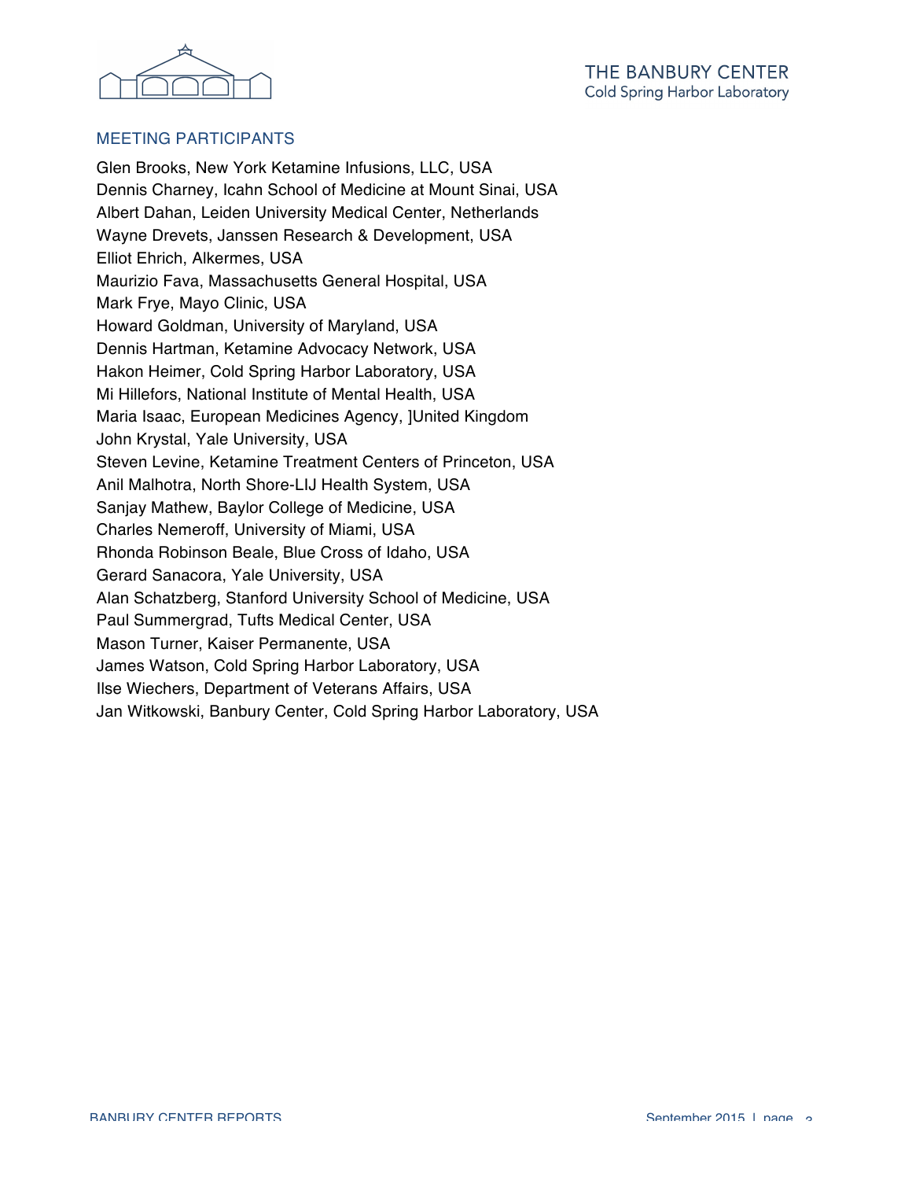## MEETING PARTICIPANTS

Glen Brooks, New York Ketamine Infusions, LLC, USA
Dennis Charney, Icahn School of Medicine at Mount Sinai, USA
Albert Dahan, Leiden University Medical Center, Netherlands
Wayne Drevets, Janssen Research & Development, USA
Elliot Ehrich, Alkermes, USA
Maurizio Fava, Massachusetts General Hospital, USA
Mark Frye, Mayo Clinic, USA
Howard Goldman, University of Maryland, USA
Dennis Hartman, Ketamine Advocacy Network, USA
Hakon Heimer, Cold Spring Harbor Laboratory, USA
Mi Hillefors, National Institute of Mental Health, USA
Maria Isaac, European Medicines Agency, ]United Kingdom
John Krystal, Yale University, USA
Steven Levine, Ketamine Treatment Centers of Princeton, USA
Anil Malhotra, North Shore-LIJ Health System, USA
Sanjay Mathew, Baylor College of Medicine, USA
Charles Nemeroff, University of Miami, USA
Rhonda Robinson Beale, Blue Cross of Idaho, USA
Gerard Sanacora, Yale University, USA
Alan Schatzberg, Stanford University School of Medicine, USA
Paul Summergrad, Tufts Medical Center, USA
Mason Turner, Kaiser Permanente, USA
James Watson, Cold Spring Harbor Laboratory, USA
Ilse Wiechers, Department of Veterans Affairs, USA
Jan Witkowski, Banbury Center, Cold Spring Harbor Laboratory, USA